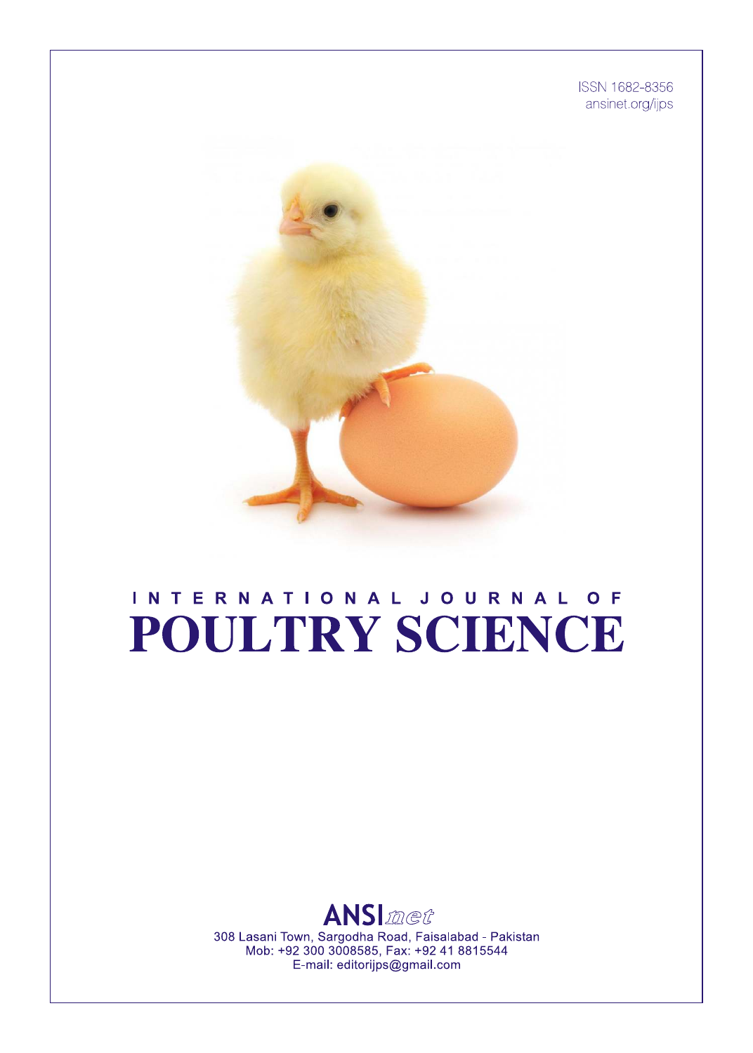ISSN 1682-8356
ansinet.org/ijps

# INTERNATIONAL JOURNAL OF POULTRY SCIENCE

ANSInet

308 Lasani Town, Sargodha Road, Faisalabad - Pakistan
Mob: +92 300 3008585, Fax: +92 41 8815544
E-mail: editorijps@gmail.com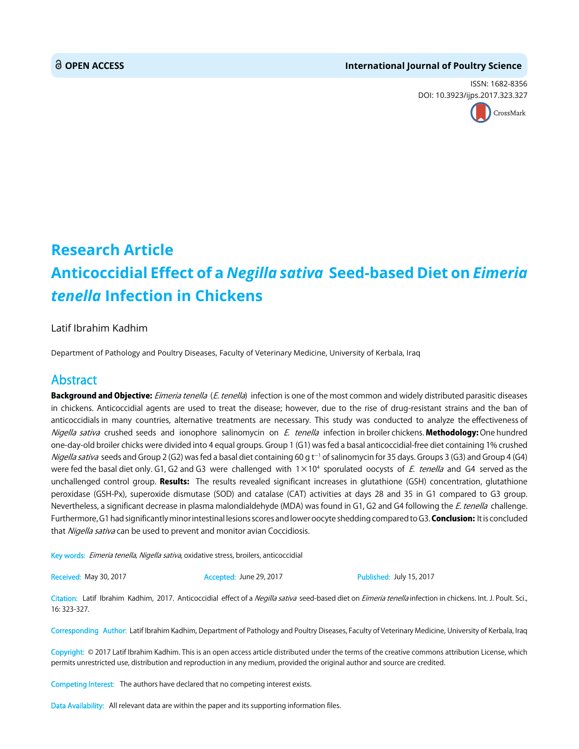OPEN ACCESS

International Journal of Poultry Science

ISSN: 1682-8356
DOI: 10.3923/ijps.2017.323.327

# Research Article
# Anticoccidial Effect of a *Negilla sativa* Seed-based Diet on *Eimeria tenella* Infection in Chickens

Latif Ibrahim Kadhim

Department of Pathology and Poultry Diseases, Faculty of Veterinary Medicine, University of Kerbala, Iraq

## Abstract

**Background and Objective:** *Eimeria tenella* (*E. tenella*) infection is one of the most common and widely distributed parasitic diseases in chickens. Anticoccidial agents are used to treat the disease; however, due to the rise of drug-resistant strains and the ban of anticoccidials in many countries, alternative treatments are necessary. This study was conducted to analyze the effectiveness of *Nigella sativa* crushed seeds and ionophore salinomycin on *E. tenella* infection in broiler chickens. **Methodology:** One hundred one-day-old broiler chicks were divided into 4 equal groups. Group 1 (G1) was fed a basal anticoccidial-free diet containing 1% crushed *Nigella sativa* seeds and Group 2 (G2) was fed a basal diet containing 60 g $t^{-1}$ of salinomycin for 35 days. Groups 3 (G3) and Group 4 (G4) were fed the basal diet only. G1, G2 and G3 were challenged with $1\times10^4$ sporulated oocysts of *E. tenella* and G4 served as the unchallenged control group. **Results:** The results revealed significant increases in glutathione (GSH) concentration, glutathione peroxidase (GSH-Px), superoxide dismutase (SOD) and catalase (CAT) activities at days 28 and 35 in G1 compared to G3 group. Nevertheless, a significant decrease in plasma malondialdehyde (MDA) was found in G1, G2 and G4 following the *E. tenella* challenge. Furthermore, G1 had significantly minor intestinal lesions scores and lower oocyte shedding compared to G3. **Conclusion:** It is concluded that *Nigella sativa* can be used to prevent and monitor avian Coccidiosis.

Key words: *Eimeria tenella*, *Nigella sativa*, oxidative stress, broilers, anticoccidial

Received: May 30, 2017 Accepted: June 29, 2017 Published: July 15, 2017

Citation: Latif Ibrahim Kadhim, 2017. Anticoccidial effect of a *Negilla sativa* seed-based diet on *Eimeria tenella* infection in chickens. Int. J. Poult. Sci., 16: 323-327.

Corresponding Author: Latif Ibrahim Kadhim, Department of Pathology and Poultry Diseases, Faculty of Veterinary Medicine, University of Kerbala, Iraq

Copyright: © 2017 Latif Ibrahim Kadhim. This is an open access article distributed under the terms of the creative commons attribution License, which permits unrestricted use, distribution and reproduction in any medium, provided the original author and source are credited.

Competing Interest: The authors have declared that no competing interest exists.

Data Availability: All relevant data are within the paper and its supporting information files.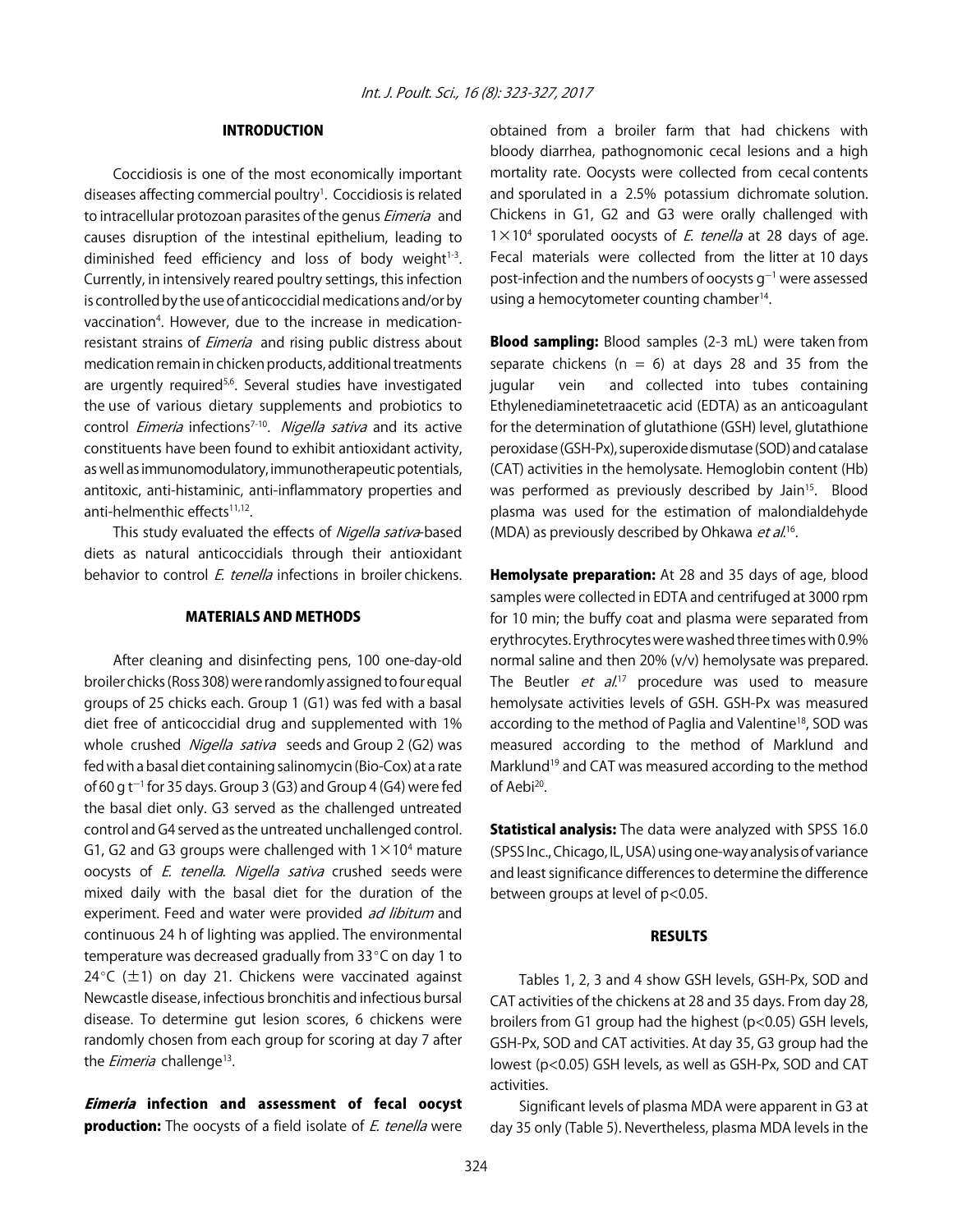## INTRODUCTION

Coccidiosis is one of the most economically important diseases affecting commercial poultry[1]. Coccidiosis is related to intracellular protozoan parasites of the genus *Eimeria* and causes disruption of the intestinal epithelium, leading to diminished feed efficiency and loss of body weight[1-3]. Currently, in intensively reared poultry settings, this infection is controlled by the use of anticoccidial medications and/or by vaccination[4]. However, due to the increase in medication-resistant strains of *Eimeria* and rising public distress about medication remain in chicken products, additional treatments are urgently required[5,6]. Several studies have investigated the use of various dietary supplements and probiotics to control *Eimeria* infections[7-10]. *Nigella sativa* and its active constituents have been found to exhibit antioxidant activity, as well as immunomodulatory, immunotherapeutic potentials, antitoxic, anti-histaminic, anti-inflammatory properties and anti-helmenthic effects[11,12].

This study evaluated the effects of *Nigella sativa*-based diets as natural anticoccidials through their antioxidant behavior to control *E. tenella* infections in broiler chickens.

## MATERIALS AND METHODS

After cleaning and disinfecting pens, 100 one-day-old broiler chicks (Ross 308) were randomly assigned to four equal groups of 25 chicks each. Group 1 (G1) was fed with a basal diet free of anticoccidial drug and supplemented with 1% whole crushed *Nigella sativa* seeds and Group 2 (G2) was fed with a basal diet containing salinomycin (Bio-Cox) at a rate of 60 g $t^{-1}$ for 35 days. Group 3 (G3) and Group 4 (G4) were fed the basal diet only. G3 served as the challenged untreated control and G4 served as the untreated unchallenged control. G1, G2 and G3 groups were challenged with $1\times10^4$ mature oocysts of *E. tenella*. *Nigella sativa* crushed seeds were mixed daily with the basal diet for the duration of the experiment. Feed and water were provided *ad libitum* and continuous 24 h of lighting was applied. The environmental temperature was decreased gradually from 33°C on day 1 to 24°C ($\pm$1) on day 21. Chickens were vaccinated against Newcastle disease, infectious bronchitis and infectious bursal disease. To determine gut lesion scores, 6 chickens were randomly chosen from each group for scoring at day 7 after the *Eimeria* challenge[13].

***Eimeria* infection and assessment of fecal oocyst production:** The oocysts of a field isolate of *E. tenella* were obtained from a broiler farm that had chickens with bloody diarrhea, pathognomonic cecal lesions and a high mortality rate. Oocysts were collected from cecal contents and sporulated in a 2.5% potassium dichromate solution. Chickens in G1, G2 and G3 were orally challenged with $1\times10^4$ sporulated oocysts of *E. tenella* at 28 days of age. Fecal materials were collected from the litter at 10 days post-infection and the numbers of oocysts $g^{-1}$ were assessed using a hemocytometer counting chamber[14].

**Blood sampling:** Blood samples (2-3 mL) were taken from separate chickens (n = 6) at days 28 and 35 from the jugular vein and collected into tubes containing Ethylenediaminetetraacetic acid (EDTA) as an anticoagulant for the determination of glutathione (GSH) level, glutathione peroxidase (GSH-Px), superoxide dismutase (SOD) and catalase (CAT) activities in the hemolysate. Hemoglobin content (Hb) was performed as previously described by Jain[15]. Blood plasma was used for the estimation of malondialdehyde (MDA) as previously described by Ohkawa *et al.*[16].

**Hemolysate preparation:** At 28 and 35 days of age, blood samples were collected in EDTA and centrifuged at 3000 rpm for 10 min; the buffy coat and plasma were separated from erythrocytes. Erythrocytes were washed three times with 0.9% normal saline and then 20% (v/v) hemolysate was prepared. The Beutler *et al.*[17] procedure was used to measure hemolysate activities levels of GSH. GSH-Px was measured according to the method of Paglia and Valentine[18], SOD was measured according to the method of Marklund and Marklund[19] and CAT was measured according to the method of Aebi[20].

**Statistical analysis:** The data were analyzed with SPSS 16.0 (SPSS Inc., Chicago, IL, USA) using one-way analysis of variance and least significance differences to determine the difference between groups at level of $p<0.05$.

## RESULTS

Tables 1, 2, 3 and 4 show GSH levels, GSH-Px, SOD and CAT activities of the chickens at 28 and 35 days. From day 28, broilers from G1 group had the highest ($p<0.05$) GSH levels, GSH-Px, SOD and CAT activities. At day 35, G3 group had the lowest ($p<0.05$) GSH levels, as well as GSH-Px, SOD and CAT activities.

Significant levels of plasma MDA were apparent in G3 at day 35 only (Table 5). Nevertheless, plasma MDA levels in the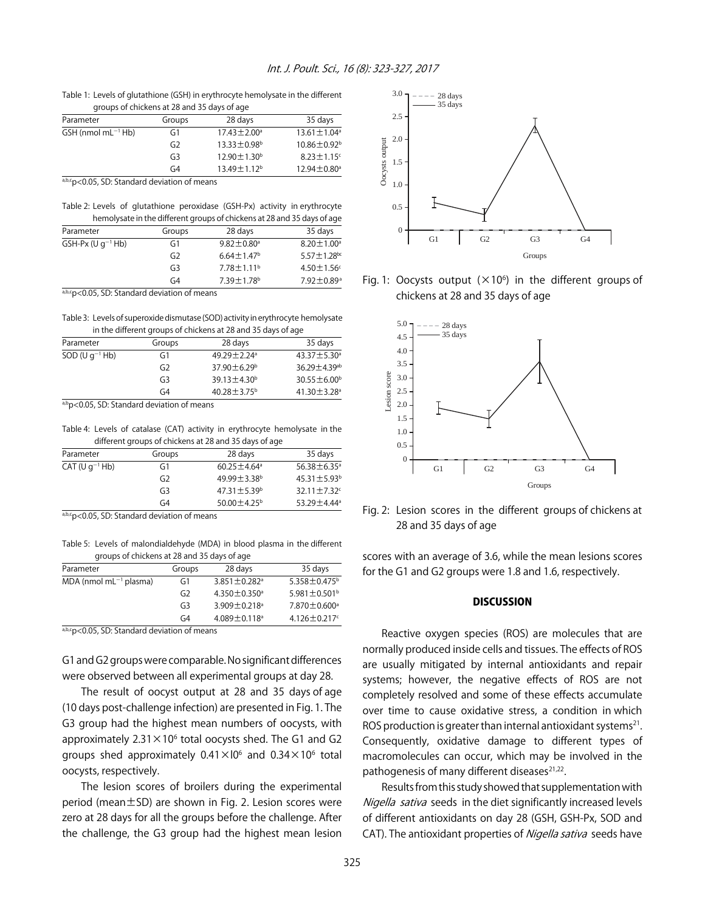Table 1: Levels of glutathione (GSH) in erythrocyte hemolysate in the different groups of chickens at 28 and 35 days of age

| Parameter | Groups | 28 days | 35 days |
|---|---|---|---|
| GSH (nmol $mL^{-1}$ Hb) | G1 | $17.43\pm2.00^{a}$ | $13.61\pm1.04^{a}$ |
| | G2 | $13.33\pm0.98^{b}$ | $10.86\pm0.92^{b}$ |
| | G3 | $12.90\pm1.30^{b}$ | $8.23\pm1.15^{c}$ |
| | G4 | $13.49\pm1.12^{b}$ | $12.94\pm0.80^{a}$ |

a,b,c $p<0.05$, SD: Standard deviation of means

Table 2: Levels of glutathione peroxidase (GSH-Px) activity in erythrocyte hemolysate in the different groups of chickens at 28 and 35 days of age

| Parameter | Groups | 28 days | 35 days |
|---|---|---|---|
| GSH-Px (U $g^{-1}$ Hb) | G1 | $9.82\pm0.80^{a}$ | $8.20\pm1.00^{a}$ |
| | G2 | $6.64\pm1.47^{b}$ | $5.57\pm1.28^{bc}$ |
| | G3 | $7.78\pm1.11^{b}$ | $4.50\pm1.56^{c}$ |
| | G4 | $7.39\pm1.78^{b}$ | $7.92\pm0.89^{a}$ |

a,b,c $p<0.05$, SD: Standard deviation of means

Table 3: Levels of superoxide dismutase (SOD) activity in erythrocyte hemolysate in the different groups of chickens at 28 and 35 days of age

| Parameter | Groups | 28 days | 35 days |
|---|---|---|---|
| SOD (U $g^{-1}$ Hb) | G1 | $49.29\pm2.24^{a}$ | $43.37\pm5.30^{a}$ |
| | G2 | $37.90\pm6.29^{b}$ | $36.29\pm4.39^{ab}$ |
| | G3 | $39.13\pm4.30^{b}$ | $30.55\pm6.00^{b}$ |
| | G4 | $40.28\pm3.75^{b}$ | $41.30\pm3.28^{a}$ |

a,b $p<0.05$, SD: Standard deviation of means

Table 4: Levels of catalase (CAT) activity in erythrocyte hemolysate in the different groups of chickens at 28 and 35 days of age

| Parameter | Groups | 28 days | 35 days |
|---|---|---|---|
| CAT (U $g^{-1}$ Hb) | G1 | $60.25\pm4.64^{a}$ | $56.38\pm6.35^{a}$ |
| | G2 | $49.99\pm3.38^{b}$ | $45.31\pm5.93^{b}$ |
| | G3 | $47.31\pm5.39^{b}$ | $32.11\pm7.32^{c}$ |
| | G4 | $50.00\pm4.25^{b}$ | $53.29\pm4.44^{a}$ |

a,b,c $p<0.05$, SD: Standard deviation of means

Table 5: Levels of malondialdehyde (MDA) in blood plasma in the different groups of chickens at 28 and 35 days of age

| Parameter | Groups | 28 days | 35 days |
|---|---|---|---|
| MDA (nmol $mL^{-1}$ plasma) | G1 | $3.851\pm0.282^{a}$ | $5.358\pm0.475^{b}$ |
| | G2 | $4.350\pm0.350^{a}$ | $5.981\pm0.501^{b}$ |
| | G3 | $3.909\pm0.218^{a}$ | $7.870\pm0.600^{a}$ |
| | G4 | $4.089\pm0.118^{a}$ | $4.126\pm0.217^{c}$ |

a,b,c $p<0.05$, SD: Standard deviation of means

G1 and G2 groups were comparable. No significant differences were observed between all experimental groups at day 28.

The result of oocyst output at 28 and 35 days of age (10 days post-challenge infection) are presented in Fig. 1. The G3 group had the highest mean numbers of oocysts, with approximately $2.31\times10^{6}$ total oocysts shed. The G1 and G2 groups shed approximately $0.41\times10^{6}$ and $0.34\times10^{6}$ total oocysts, respectively.

The lesion scores of broilers during the experimental period (mean$\pm$SD) are shown in Fig. 2. Lesion scores were zero at 28 days for all the groups before the challenge. After the challenge, the G3 group had the highest mean lesion scores with an average of 3.6, while the mean lesions scores for the G1 and G2 groups were 1.8 and 1.6, respectively.

Fig. 1: Oocysts output ($\times10^{6}$) in the different groups of chickens at 28 and 35 days of age

Fig. 2: Lesion scores in the different groups of chickens at 28 and 35 days of age

## DISCUSSION

Reactive oxygen species (ROS) are molecules that are normally produced inside cells and tissues. The effects of ROS are usually mitigated by internal antioxidants and repair systems; however, the negative effects of ROS are not completely resolved and some of these effects accumulate over time to cause oxidative stress, a condition in which ROS production is greater than internal antioxidant systems[21]. Consequently, oxidative damage to different types of macromolecules can occur, which may be involved in the pathogenesis of many different diseases[21,22].

Results from this study showed that supplementation with *Nigella sativa* seeds in the diet significantly increased levels of different antioxidants on day 28 (GSH, GSH-Px, SOD and CAT). The antioxidant properties of *Nigella sativa* seeds have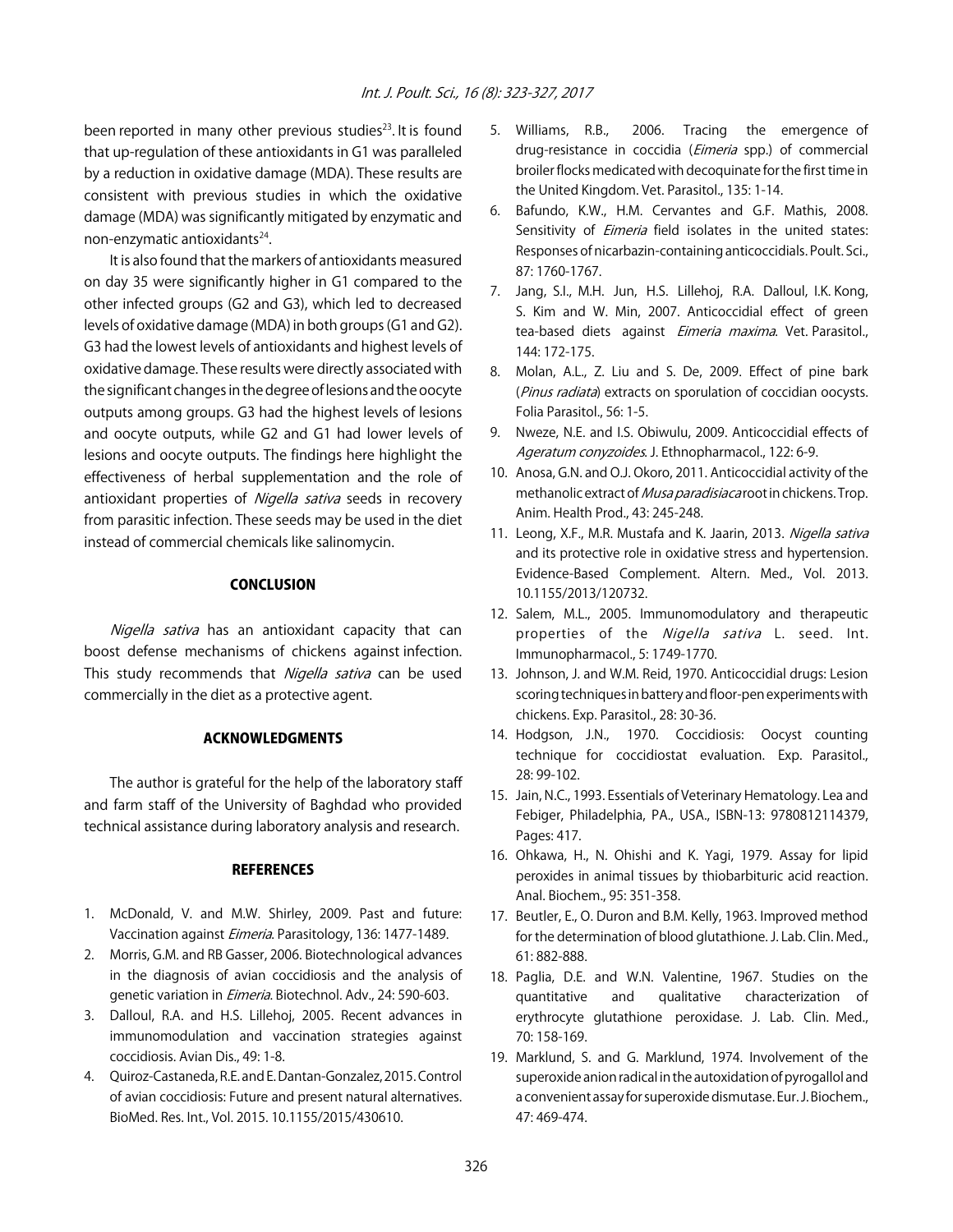been reported in many other previous studies[23]. It is found that up-regulation of these antioxidants in G1 was paralleled by a reduction in oxidative damage (MDA). These results are consistent with previous studies in which the oxidative damage (MDA) was significantly mitigated by enzymatic and non-enzymatic antioxidants[24].

It is also found that the markers of antioxidants measured on day 35 were significantly higher in G1 compared to the other infected groups (G2 and G3), which led to decreased levels of oxidative damage (MDA) in both groups (G1 and G2). G3 had the lowest levels of antioxidants and highest levels of oxidative damage. These results were directly associated with the significant changes in the degree of lesions and the oocyte outputs among groups. G3 had the highest levels of lesions and oocyte outputs, while G2 and G1 had lower levels of lesions and oocyte outputs. The findings here highlight the effectiveness of herbal supplementation and the role of antioxidant properties of *Nigella sativa* seeds in recovery from parasitic infection. These seeds may be used in the diet instead of commercial chemicals like salinomycin.

## CONCLUSION

*Nigella sativa* has an antioxidant capacity that can boost defense mechanisms of chickens against infection. This study recommends that *Nigella sativa* can be used commercially in the diet as a protective agent.

## ACKNOWLEDGMENTS

The author is grateful for the help of the laboratory staff and farm staff of the University of Baghdad who provided technical assistance during laboratory analysis and research.

## REFERENCES

1. McDonald, V. and M.W. Shirley, 2009. Past and future: Vaccination against *Eimeria*. Parasitology, 136: 1477-1489.
2. Morris, G.M. and RB Gasser, 2006. Biotechnological advances in the diagnosis of avian coccidiosis and the analysis of genetic variation in *Eimeria*. Biotechnol. Adv., 24: 590-603.
3. Dalloul, R.A. and H.S. Lillehoj, 2005. Recent advances in immunomodulation and vaccination strategies against coccidiosis. Avian Dis., 49: 1-8.
4. Quiroz-Castaneda, R.E. and E. Dantan-Gonzalez, 2015. Control of avian coccidiosis: Future and present natural alternatives. BioMed. Res. Int., Vol. 2015. 10.1155/2015/430610.
5. Williams, R.B., 2006. Tracing the emergence of drug-resistance in coccidia (*Eimeria* spp.) of commercial broiler flocks medicated with decoquinate for the first time in the United Kingdom. Vet. Parasitol., 135: 1-14.
6. Bafundo, K.W., H.M. Cervantes and G.F. Mathis, 2008. Sensitivity of *Eimeria* field isolates in the united states: Responses of nicarbazin-containing anticoccidials. Poult. Sci., 87: 1760-1767.
7. Jang, S.I., M.H. Jun, H.S. Lillehoj, R.A. Dalloul, I.K. Kong, S. Kim and W. Min, 2007. Anticoccidial effect of green tea-based diets against *Eimeria maxima*. Vet. Parasitol., 144: 172-175.
8. Molan, A.L., Z. Liu and S. De, 2009. Effect of pine bark (*Pinus radiata*) extracts on sporulation of coccidian oocysts. Folia Parasitol., 56: 1-5.
9. Nweze, N.E. and I.S. Obiwulu, 2009. Anticoccidial effects of *Ageratum conyzoides*. J. Ethnopharmacol., 122: 6-9.
10. Anosa, G.N. and O.J. Okoro, 2011. Anticoccidial activity of the methanolic extract of *Musa paradisiaca* root in chickens. Trop. Anim. Health Prod., 43: 245-248.
11. Leong, X.F., M.R. Mustafa and K. Jaarin, 2013. *Nigella sativa* and its protective role in oxidative stress and hypertension. Evidence-Based Complement. Altern. Med., Vol. 2013. 10.1155/2013/120732.
12. Salem, M.L., 2005. Immunomodulatory and therapeutic properties of the *Nigella sativa* L. seed. Int. Immunopharmacol., 5: 1749-1770.
13. Johnson, J. and W.M. Reid, 1970. Anticoccidial drugs: Lesion scoring techniques in battery and floor-pen experiments with chickens. Exp. Parasitol., 28: 30-36.
14. Hodgson, J.N., 1970. Coccidiosis: Oocyst counting technique for coccidiostat evaluation. Exp. Parasitol., 28: 99-102.
15. Jain, N.C., 1993. Essentials of Veterinary Hematology. Lea and Febiger, Philadelphia, PA., USA., ISBN-13: 9780812114379, Pages: 417.
16. Ohkawa, H., N. Ohishi and K. Yagi, 1979. Assay for lipid peroxides in animal tissues by thiobarbituric acid reaction. Anal. Biochem., 95: 351-358.
17. Beutler, E., O. Duron and B.M. Kelly, 1963. Improved method for the determination of blood glutathione. J. Lab. Clin. Med., 61: 882-888.
18. Paglia, D.E. and W.N. Valentine, 1967. Studies on the quantitative and qualitative characterization of erythrocyte glutathione peroxidase. J. Lab. Clin. Med., 70: 158-169.
19. Marklund, S. and G. Marklund, 1974. Involvement of the superoxide anion radical in the autoxidation of pyrogallol and a convenient assay for superoxide dismutase. Eur. J. Biochem., 47: 469-474.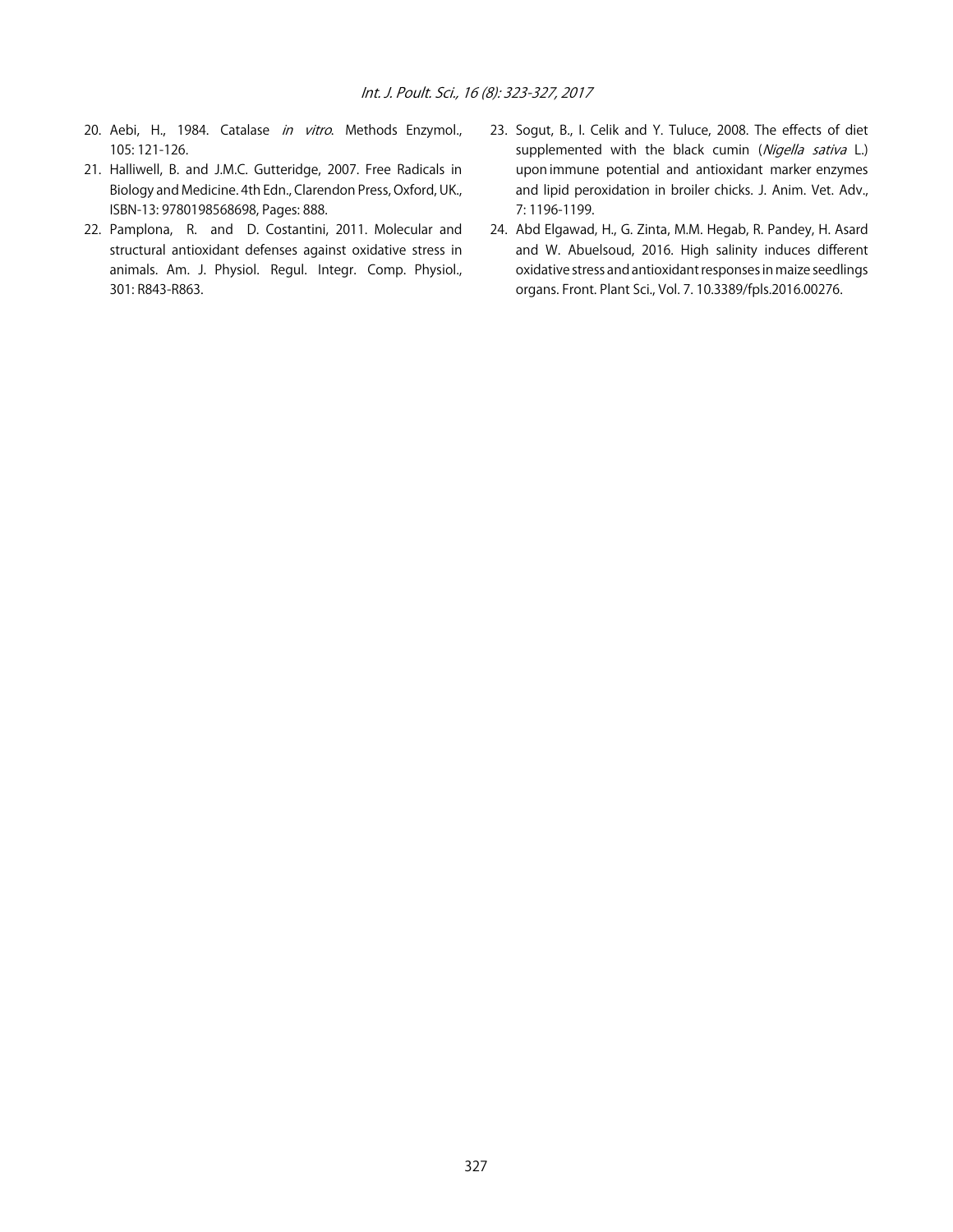20. Aebi, H., 1984. Catalase *in vitro*. Methods Enzymol., 105: 121-126.
21. Halliwell, B. and J.M.C. Gutteridge, 2007. Free Radicals in Biology and Medicine. 4th Edn., Clarendon Press, Oxford, UK., ISBN-13: 9780198568698, Pages: 888.
22. Pamplona, R. and D. Costantini, 2011. Molecular and structural antioxidant defenses against oxidative stress in animals. Am. J. Physiol. Regul. Integr. Comp. Physiol., 301: R843-R863.
23. Sogut, B., I. Celik and Y. Tuluce, 2008. The effects of diet supplemented with the black cumin (*Nigella sativa* L.) upon immune potential and antioxidant marker enzymes and lipid peroxidation in broiler chicks. J. Anim. Vet. Adv., 7: 1196-1199.
24. Abd Elgawad, H., G. Zinta, M.M. Hegab, R. Pandey, H. Asard and W. Abuelsoud, 2016. High salinity induces different oxidative stress and antioxidant responses in maize seedlings organs. Front. Plant Sci., Vol. 7. 10.3389/fpls.2016.00276.